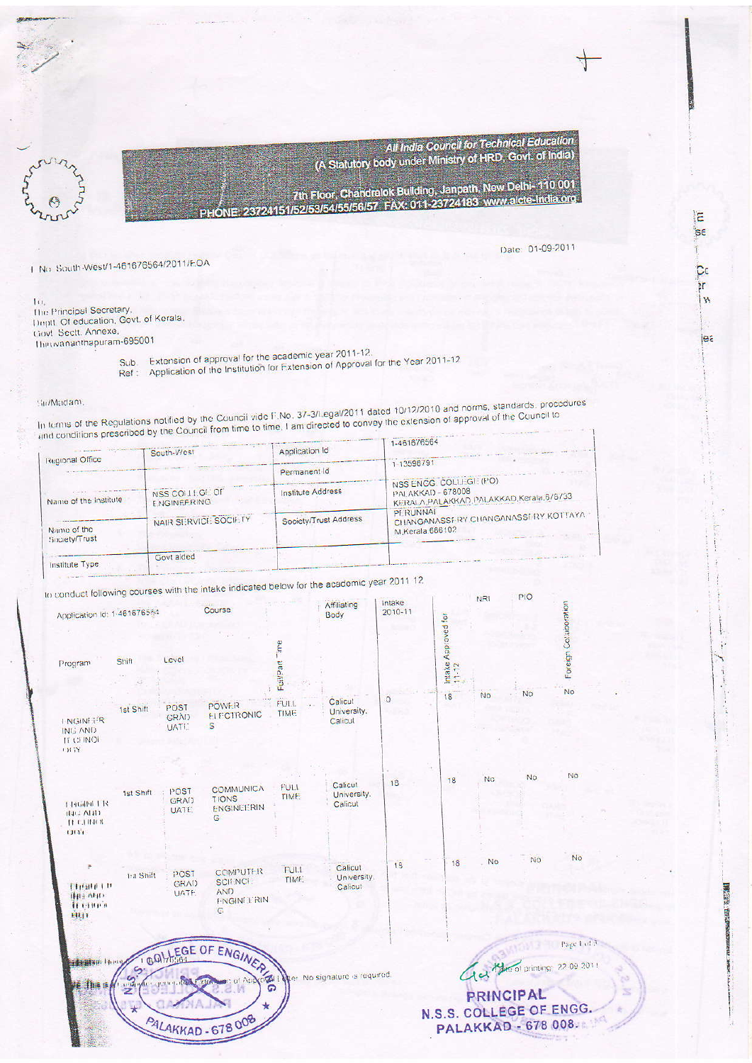**All India Council for Technical Education**
**(A Statutory body under Ministry of HRD, Govt. of India)**

7th Floor, Chandralok Building, Janpath, New Delhi- 110 001
PHONE: 23724151/52/53/54/55/56/57 FAX: 011-23724183 www.aicte-india.org

F.No. South-West/1-461676564/2011/EOA

Date: 01-09-2011

To,
The Principal Secretary,
Deptt. Of education, Govt. of Kerala,
Govt. Sectt. Annexe,
Thiruvananthapuram-695001

Sub: Extension of approval for the academic year 2011-12.
Ref : Application of the Institution for Extension of Approval for the Year 2011-12

Sir/Madam,

In terms of the Regulations notified by the Council vide F.No. 37-3/Legal/2011 dated 10/12/2010 and norms, standards, procedures and conditions prescribed by the Council from time to time, I am directed to convey the extension of approval of the Council to

| | | | |
|---|---|---|---|
| Regional Office | South-West | Application Id | 1-461676564 |
| | | Permanent Id | 1-13598791 |
| Name of the Institute | NSS COLLEGE OF ENGINEERING | Institute Address | NSS ENGG. COLLEGE (PO) PALAKKAD - 678008 KERALA,PALAKKAD,PALAKKAD,Kerala,678733 |
| Name of the Society/Trust | NAIR SERVICE SOCIETY | Society/Trust Address | PERUNNAI CHANGANASSERY CHANGANASSERY KOTTAYAM,Kerala,686102 |
| Institute Type | Govt aided | | |

to conduct following courses with the intake indicated below for the academic year 2011-12

| Application Id: 1-461676564 | | | Course | Full/Part Time | Affiliating Body | Intake 2010-11 | Intake Approved for 11-12 | NRI | PIO | Foreign Collaboration |
|---|---|---|---|---|---|---|---|---|---|---|
| Program | Shift | Level | | | | | | | | |
| ENGINEERING AND TECHNOLOGY | 1st Shift | POST GRADUATE | POWER ELECTRONICS | FULL TIME | Calicut University, Calicut | 0 | 18 | No | No | No |
| ENGINEERING AND TECHNOLOGY | 1st Shift | POST GRADUATE | COMMUNICATIONS ENGINEERING | FULL TIME | Calicut University, Calicut | 18 | 18 | No | No | No |
| ENGINEERING AND TECHNOLOGY | 1st Shift | POST GRADUATE | COMPUTER SCIENCE AND ENGINEERING | FULL TIME | Calicut University, Calicut | 18 | 18 | No | No | No |

Letter Printed On: 22-09-2011

This is a computer generated document of Approval Letter. No signature is required.

PRINCIPAL
N.S.S. COLLEGE OF ENGG.
PALAKKAD - 678 008.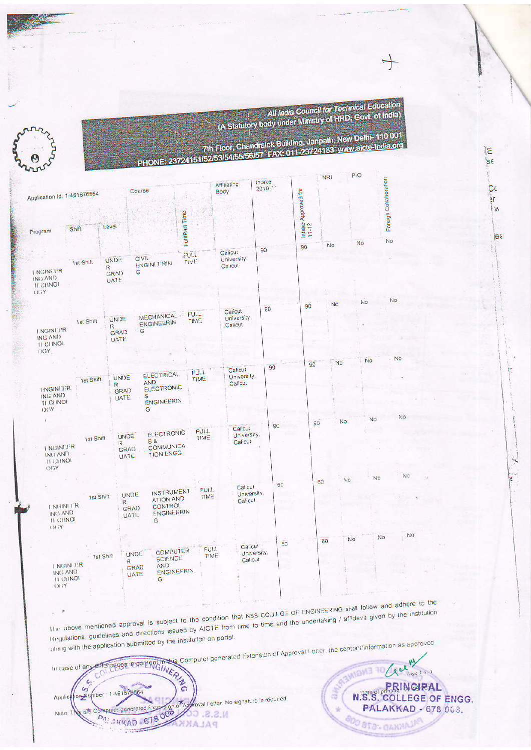**All India Council for Technical Education**
**(A Statutory body under Ministry of HRD, Govt. of India)**

7th Floor, Chandralok Building, Janpath, New Delhi- 110 001
PHONE: 23724151/52/53/54/55/56/57 FAX: 011-23724183 www.aicte-india.org

Application Id: 1-461676564

| Program | Shift | Level | Course | Full/Part Time | Affiliating Body | Intake 2010-11 | Intake Approved for 11-12 | NRI | PIO | Foreign Collaboration |
|---|---|---|---|---|---|---|---|---|---|---|
| ENGINEERING AND TECHNOLOGY | 1st Shift | UNDER GRADUATE | CIVIL ENGINEERING | FULL TIME | Calicut University, Calicut | 90 | 90 | No | No | No |
| ENGINEERING AND TECHNOLOGY | 1st Shift | UNDER GRADUATE | MECHANICAL ENGINEERING | FULL TIME | Calicut University, Calicut | 90 | 90 | No | No | No |
| ENGINEERING AND TECHNOLOGY | 1st Shift | UNDER GRADUATE | ELECTRICAL AND ELECTRONICS ENGINEERING | FULL TIME | Calicut University, Calicut | 90 | 90 | No | No | No |
| ENGINEERING AND TECHNOLOGY | 1st Shift | UNDER GRADUATE | ELECTRONICS & COMMUNICATION ENGG | FULL TIME | Calicut University, Calicut | 90 | 90 | No | No | No |
| ENGINEERING AND TECHNOLOGY | 1st Shift | UNDER GRADUATE | INSTRUMENTATION AND CONTROL ENGINEERING | FULL TIME | Calicut University, Calicut | 60 | 60 | No | No | No |
| ENGINEERING AND TECHNOLOGY | 1st Shift | UNDER GRADUATE | COMPUTER SCIENCE AND ENGINEERING | FULL TIME | Calicut University, Calicut | 60 | 60 | No | No | No |

The above mentioned approval is subject to the condition that NSS COLLEGE OF ENGINEERING shall follow and adhere to the Regulations, guidelines and directions issued by AICTE from time to time and the undertaking / affidavit given by the institution along with the application submitted by the institution on portal.

In case of any differences in content in this Computer generated Extension of Approval Letter, the content/information as approved

Application Number: 1-461676564

Note: This is a Computer generated Extension of Approval Letter. No signature is required.

PRINCIPAL
N.S.S. COLLEGE OF ENGG.
PALAKKAD - 678 008.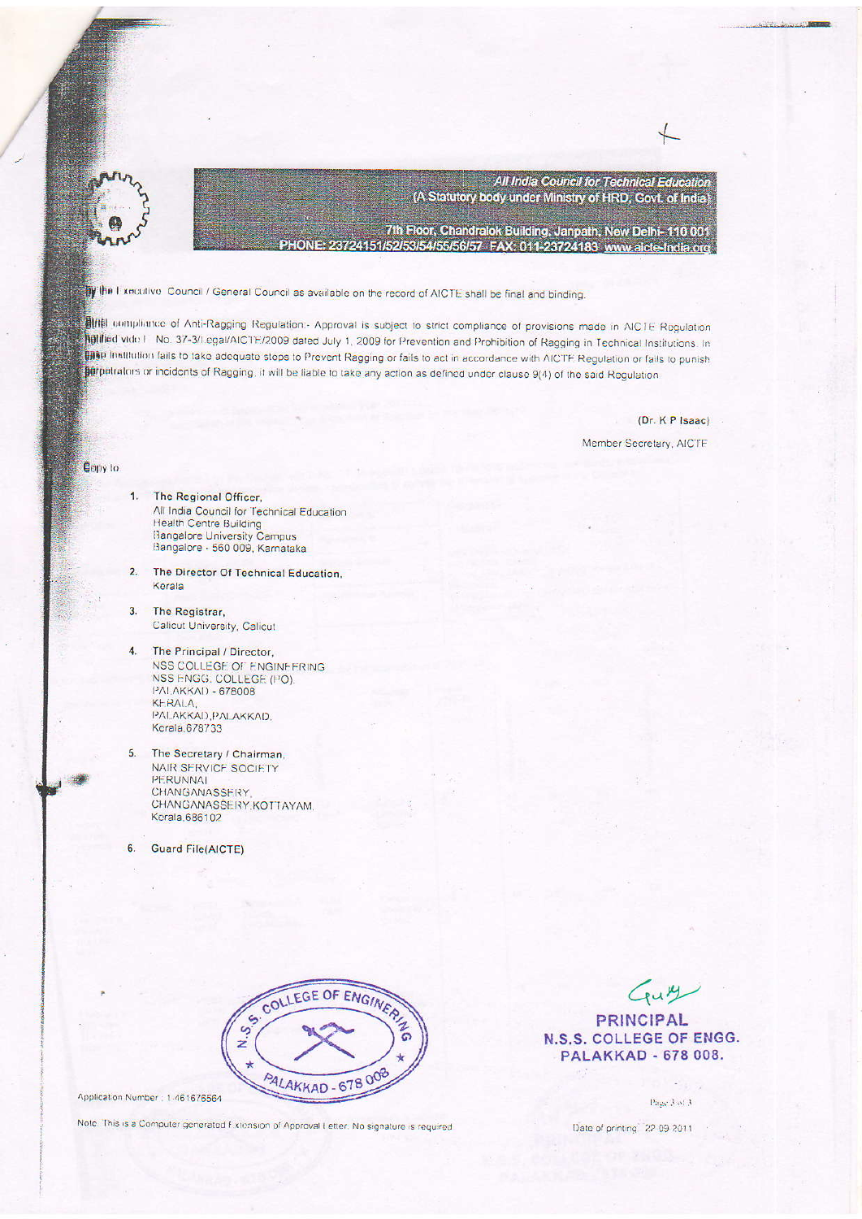All India Council for Technical Education
(A Statutory body under Ministry of HRD, Govt. of India)

7th Floor, Chandralok Building, Janpath, New Delhi- 110 001
PHONE: 23724151/52/53/54/55/56/57 FAX: 011-23724183 www.aicte-india.org

by the Executive Council / General Council as available on the record of AICTE shall be final and binding.

Strict compliance of Anti-Ragging Regulation:- Approval is subject to strict compliance of provisions made in AICTE Regulation notified vide F. No. 37-3/Legal/AICTE/2009 dated July 1, 2009 for Prevention and Prohibition of Ragging in Technical Institutions. In case Institution fails to take adequate steps to Prevent Ragging or fails to act in accordance with AICTE Regulation or fails to punish perpetrators or incidents of Ragging, it will be liable to take any action as defined under clause 9(4) of the said Regulation.

(Dr. K P Isaac)

Member Secretary, AICTE

Copy to

1. **The Regional Officer,**
   All India Council for Technical Education
   Health Centre Building
   Bangalore University Campus
   Bangalore - 560 009, Karnataka

2. **The Director Of Technical Education,**
   Kerala

3. **The Registrar,**
   Calicut University, Calicut

4. **The Principal / Director,**
   NSS COLLEGE OF ENGINEERING
   NSS ENGG. COLLEGE (PO),
   PALAKKAD - 678008
   KERALA,
   PALAKKAD,PALAKKAD,
   Kerala,678733

5. **The Secretary / Chairman,**
   NAIR SERVICE SOCIETY
   PERUNNAI
   CHANGANASSERY,
   CHANGANASSERY,KOTTAYAM,
   Kerala,686102

6. **Guard File(AICTE)**

N.S.S. COLLEGE OF ENGINEERING ★ PALAKKAD - 678 008 ★

PRINCIPAL
N.S.S. COLLEGE OF ENGG.
PALAKKAD - 678 008.

Application Number : 1-461676564

Note: This is a Computer generated Extension of Approval Letter. No signature is required.

Date of printing: 22-09-2011